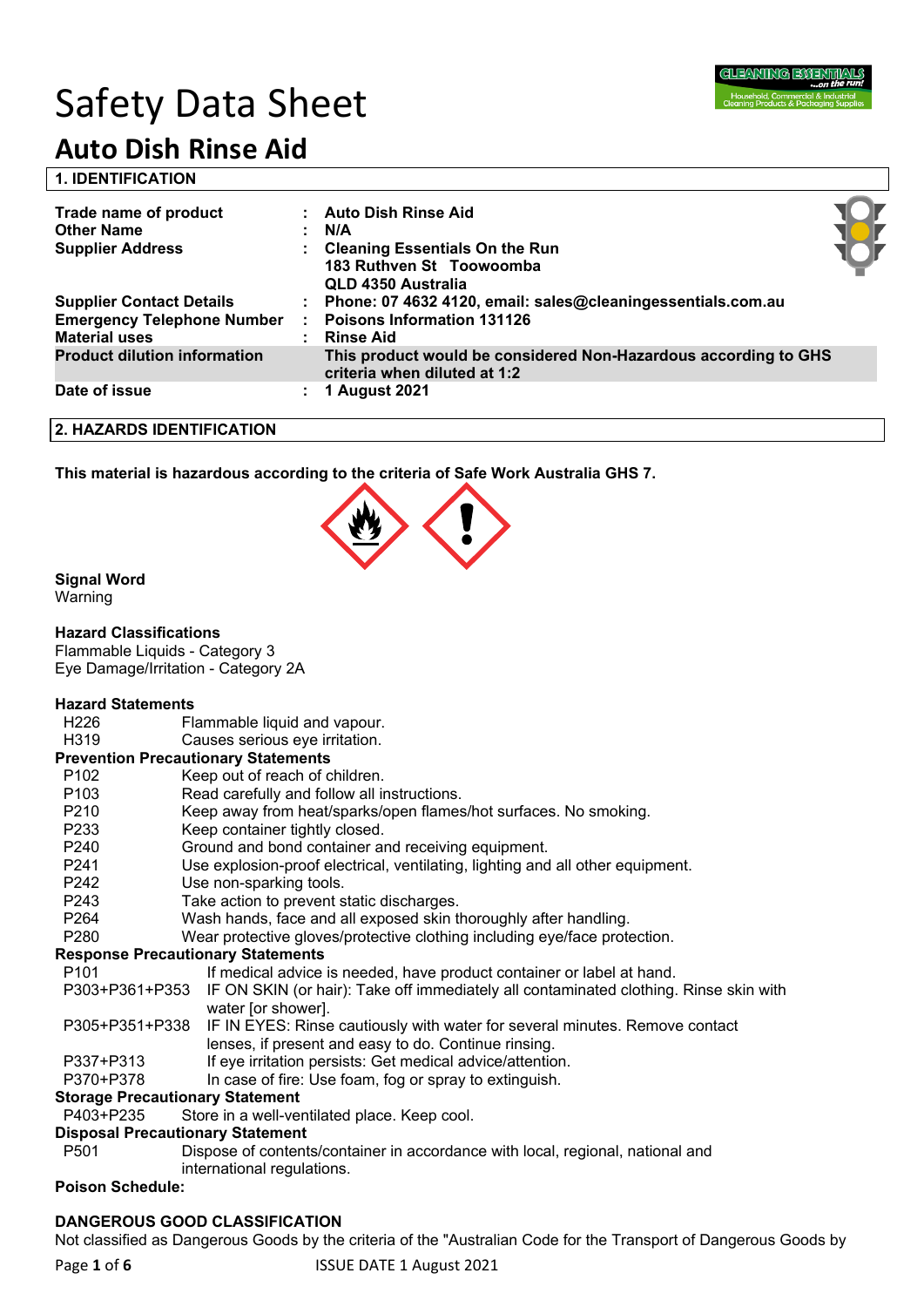# Safety Data Sheet

## Auto Dish Rinse Aid

### 1. IDENTIFICATION

| | | |
|---|---|---|
| **Trade name of product** | : | **Auto Dish Rinse Aid** |
| **Other Name** | : | **N/A** |
| **Supplier Address** | : | **Cleaning Essentials On the Run**<br>**183 Ruthven St Toowoomba**<br>**QLD 4350 Australia** |
| **Supplier Contact Details** | : | **Phone: 07 4632 4120, email: sales@cleaningessentials.com.au** |
| **Emergency Telephone Number** | : | **Poisons Information 131126** |
| **Material uses** | : | **Rinse Aid** |
| **Product dilution information** | | **This product would be considered Non-Hazardous according to GHS criteria when diluted at 1:2** |
| **Date of issue** | : | **1 August 2021** |

### 2. HAZARDS IDENTIFICATION

**This material is hazardous according to the criteria of Safe Work Australia GHS 7.**

**Signal Word**
Warning

**Hazard Classifications**
Flammable Liquids - Category 3
Eye Damage/Irritation - Category 2A

**Hazard Statements**

| | |
|---|---|
| H226 | Flammable liquid and vapour. |
| H319 | Causes serious eye irritation. |

**Prevention Precautionary Statements**

| | |
|---|---|
| P102 | Keep out of reach of children. |
| P103 | Read carefully and follow all instructions. |
| P210 | Keep away from heat/sparks/open flames/hot surfaces. No smoking. |
| P233 | Keep container tightly closed. |
| P240 | Ground and bond container and receiving equipment. |
| P241 | Use explosion-proof electrical, ventilating, lighting and all other equipment. |
| P242 | Use non-sparking tools. |
| P243 | Take action to prevent static discharges. |
| P264 | Wash hands, face and all exposed skin thoroughly after handling. |
| P280 | Wear protective gloves/protective clothing including eye/face protection. |

**Response Precautionary Statements**

| | |
|---|---|
| P101 | If medical advice is needed, have product container or label at hand. |
| P303+P361+P353 | IF ON SKIN (or hair): Take off immediately all contaminated clothing. Rinse skin with water [or shower]. |
| P305+P351+P338 | IF IN EYES: Rinse cautiously with water for several minutes. Remove contact lenses, if present and easy to do. Continue rinsing. |
| P337+P313 | If eye irritation persists: Get medical advice/attention. |
| P370+P378 | In case of fire: Use foam, fog or spray to extinguish. |

**Storage Precautionary Statement**

| | |
|---|---|
| P403+P235 | Store in a well-ventilated place. Keep cool. |

**Disposal Precautionary Statement**

| | |
|---|---|
| P501 | Dispose of contents/container in accordance with local, regional, national and international regulations. |

**Poison Schedule:**

**DANGEROUS GOOD CLASSIFICATION**
Not classified as Dangerous Goods by the criteria of the "Australian Code for the Transport of Dangerous Goods by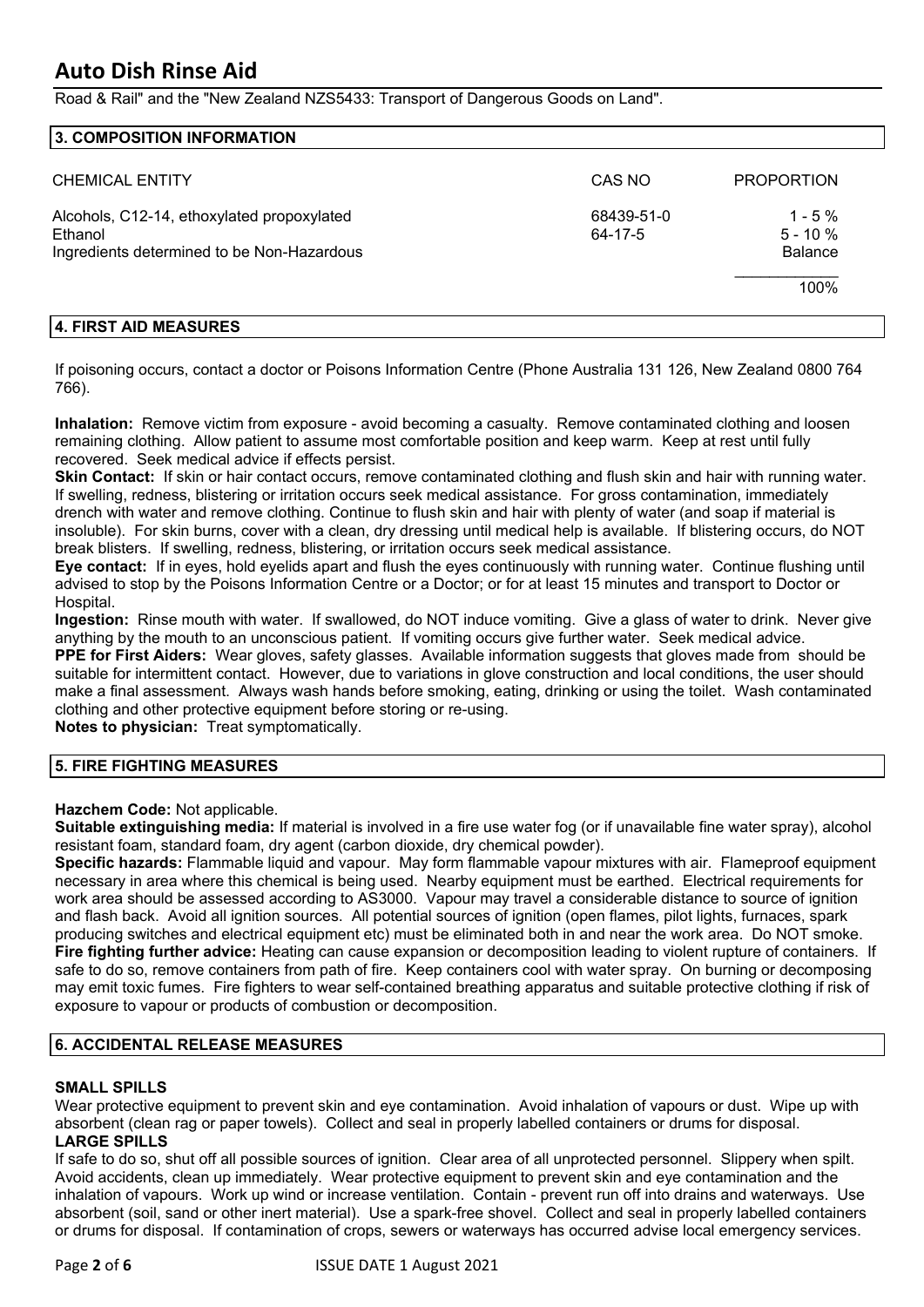Road & Rail" and the "New Zealand NZS5433: Transport of Dangerous Goods on Land".

## 3. COMPOSITION INFORMATION

| CHEMICAL ENTITY | CAS NO | PROPORTION |
|---|---|---|
| Alcohols, C12-14, ethoxylated propoxylated | 68439-51-0 | 1 - 5 % |
| Ethanol | 64-17-5 | 5 - 10 % |
| Ingredients determined to be Non-Hazardous | | Balance |
| | | 100% |

## 4. FIRST AID MEASURES

If poisoning occurs, contact a doctor or Poisons Information Centre (Phone Australia 131 126, New Zealand 0800 764 766).

**Inhalation:** Remove victim from exposure - avoid becoming a casualty. Remove contaminated clothing and loosen remaining clothing. Allow patient to assume most comfortable position and keep warm. Keep at rest until fully recovered. Seek medical advice if effects persist.

**Skin Contact:** If skin or hair contact occurs, remove contaminated clothing and flush skin and hair with running water. If swelling, redness, blistering or irritation occurs seek medical assistance. For gross contamination, immediately drench with water and remove clothing. Continue to flush skin and hair with plenty of water (and soap if material is insoluble). For skin burns, cover with a clean, dry dressing until medical help is available. If blistering occurs, do NOT break blisters. If swelling, redness, blistering, or irritation occurs seek medical assistance.

**Eye contact:** If in eyes, hold eyelids apart and flush the eyes continuously with running water. Continue flushing until advised to stop by the Poisons Information Centre or a Doctor; or for at least 15 minutes and transport to Doctor or Hospital.

**Ingestion:** Rinse mouth with water. If swallowed, do NOT induce vomiting. Give a glass of water to drink. Never give anything by the mouth to an unconscious patient. If vomiting occurs give further water. Seek medical advice.

**PPE for First Aiders:** Wear gloves, safety glasses. Available information suggests that gloves made from should be suitable for intermittent contact. However, due to variations in glove construction and local conditions, the user should make a final assessment. Always wash hands before smoking, eating, drinking or using the toilet. Wash contaminated clothing and other protective equipment before storing or re-using.

**Notes to physician:** Treat symptomatically.

## 5. FIRE FIGHTING MEASURES

**Hazchem Code:** Not applicable.

**Suitable extinguishing media:** If material is involved in a fire use water fog (or if unavailable fine water spray), alcohol resistant foam, standard foam, dry agent (carbon dioxide, dry chemical powder).

**Specific hazards:** Flammable liquid and vapour. May form flammable vapour mixtures with air. Flameproof equipment necessary in area where this chemical is being used. Nearby equipment must be earthed. Electrical requirements for work area should be assessed according to AS3000. Vapour may travel a considerable distance to source of ignition and flash back. Avoid all ignition sources. All potential sources of ignition (open flames, pilot lights, furnaces, spark producing switches and electrical equipment etc) must be eliminated both in and near the work area. Do NOT smoke.

**Fire fighting further advice:** Heating can cause expansion or decomposition leading to violent rupture of containers. If safe to do so, remove containers from path of fire. Keep containers cool with water spray. On burning or decomposing may emit toxic fumes. Fire fighters to wear self-contained breathing apparatus and suitable protective clothing if risk of exposure to vapour or products of combustion or decomposition.

## 6. ACCIDENTAL RELEASE MEASURES

### SMALL SPILLS

Wear protective equipment to prevent skin and eye contamination. Avoid inhalation of vapours or dust. Wipe up with absorbent (clean rag or paper towels). Collect and seal in properly labelled containers or drums for disposal.

### LARGE SPILLS

If safe to do so, shut off all possible sources of ignition. Clear area of all unprotected personnel. Slippery when spilt. Avoid accidents, clean up immediately. Wear protective equipment to prevent skin and eye contamination and the inhalation of vapours. Work up wind or increase ventilation. Contain - prevent run off into drains and waterways. Use absorbent (soil, sand or other inert material). Use a spark-free shovel. Collect and seal in properly labelled containers or drums for disposal. If contamination of crops, sewers or waterways has occurred advise local emergency services.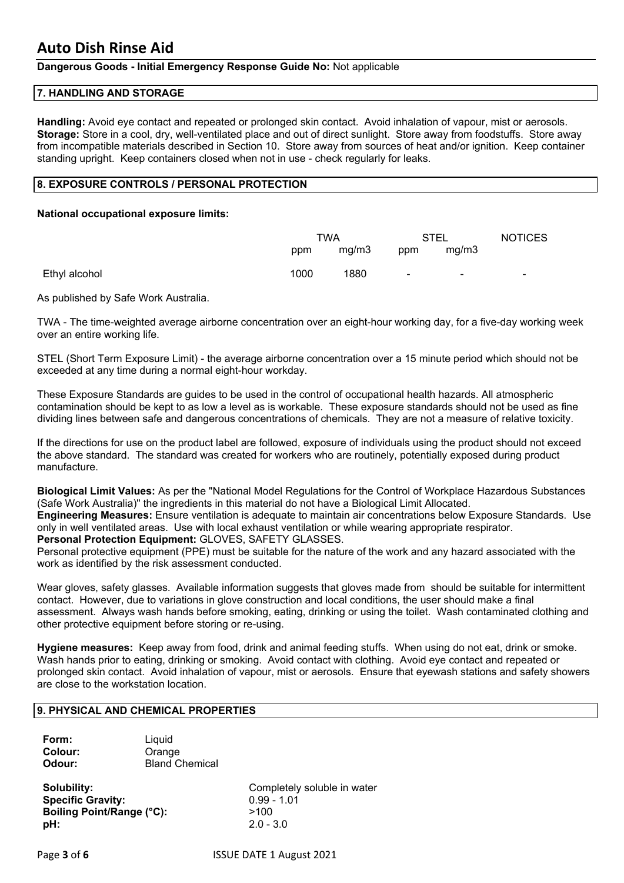**Dangerous Goods - Initial Emergency Response Guide No:** Not applicable

## 7. HANDLING AND STORAGE

**Handling:** Avoid eye contact and repeated or prolonged skin contact. Avoid inhalation of vapour, mist or aerosols.
**Storage:** Store in a cool, dry, well-ventilated place and out of direct sunlight. Store away from foodstuffs. Store away from incompatible materials described in Section 10. Store away from sources of heat and/or ignition. Keep container standing upright. Keep containers closed when not in use - check regularly for leaks.

## 8. EXPOSURE CONTROLS / PERSONAL PROTECTION

**National occupational exposure limits:**

| | TWA | | STEL | | NOTICES |
|---|---|---|---|---|---|
| | ppm | mg/m3 | ppm | mg/m3 | |
| Ethyl alcohol | 1000 | 1880 | - | - | - |

As published by Safe Work Australia.

TWA - The time-weighted average airborne concentration over an eight-hour working day, for a five-day working week over an entire working life.

STEL (Short Term Exposure Limit) - the average airborne concentration over a 15 minute period which should not be exceeded at any time during a normal eight-hour workday.

These Exposure Standards are guides to be used in the control of occupational health hazards. All atmospheric contamination should be kept to as low a level as is workable. These exposure standards should not be used as fine dividing lines between safe and dangerous concentrations of chemicals. They are not a measure of relative toxicity.

If the directions for use on the product label are followed, exposure of individuals using the product should not exceed the above standard. The standard was created for workers who are routinely, potentially exposed during product manufacture.

**Biological Limit Values:** As per the "National Model Regulations for the Control of Workplace Hazardous Substances (Safe Work Australia)" the ingredients in this material do not have a Biological Limit Allocated.
**Engineering Measures:** Ensure ventilation is adequate to maintain air concentrations below Exposure Standards. Use only in well ventilated areas. Use with local exhaust ventilation or while wearing appropriate respirator.
**Personal Protection Equipment:** GLOVES, SAFETY GLASSES.
Personal protective equipment (PPE) must be suitable for the nature of the work and any hazard associated with the work as identified by the risk assessment conducted.

Wear gloves, safety glasses. Available information suggests that gloves made from should be suitable for intermittent contact. However, due to variations in glove construction and local conditions, the user should make a final assessment. Always wash hands before smoking, eating, drinking or using the toilet. Wash contaminated clothing and other protective equipment before storing or re-using.

**Hygiene measures:** Keep away from food, drink and animal feeding stuffs. When using do not eat, drink or smoke. Wash hands prior to eating, drinking or smoking. Avoid contact with clothing. Avoid eye contact and repeated or prolonged skin contact. Avoid inhalation of vapour, mist or aerosols. Ensure that eyewash stations and safety showers are close to the workstation location.

## 9. PHYSICAL AND CHEMICAL PROPERTIES

**Form:** Liquid
**Colour:** Orange
**Odour:** Bland Chemical

**Solubility:** Completely soluble in water
**Specific Gravity:** 0.99 - 1.01
**Boiling Point/Range (°C):** >100
**pH:** 2.0 - 3.0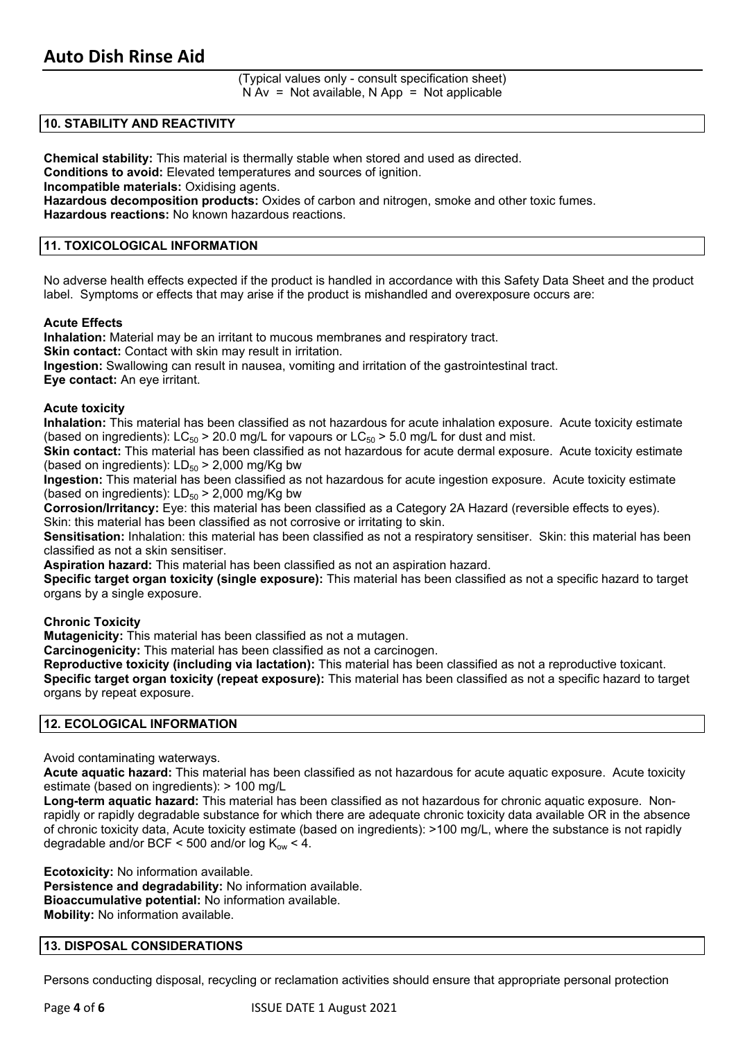(Typical values only - consult specification sheet)
N Av = Not available, N App = Not applicable

## 10. STABILITY AND REACTIVITY

**Chemical stability:** This material is thermally stable when stored and used as directed.
**Conditions to avoid:** Elevated temperatures and sources of ignition.
**Incompatible materials:** Oxidising agents.
**Hazardous decomposition products:** Oxides of carbon and nitrogen, smoke and other toxic fumes.
**Hazardous reactions:** No known hazardous reactions.

## 11. TOXICOLOGICAL INFORMATION

No adverse health effects expected if the product is handled in accordance with this Safety Data Sheet and the product label. Symptoms or effects that may arise if the product is mishandled and overexposure occurs are:

**Acute Effects**
**Inhalation:** Material may be an irritant to mucous membranes and respiratory tract.
**Skin contact:** Contact with skin may result in irritation.
**Ingestion:** Swallowing can result in nausea, vomiting and irritation of the gastrointestinal tract.
**Eye contact:** An eye irritant.

**Acute toxicity**
**Inhalation:** This material has been classified as not hazardous for acute inhalation exposure. Acute toxicity estimate (based on ingredients): $LC_{50}$ > 20.0 mg/L for vapours or $LC_{50}$ > 5.0 mg/L for dust and mist.
**Skin contact:** This material has been classified as not hazardous for acute dermal exposure. Acute toxicity estimate (based on ingredients): $LD_{50}$ > 2,000 mg/Kg bw
**Ingestion:** This material has been classified as not hazardous for acute ingestion exposure. Acute toxicity estimate (based on ingredients): $LD_{50}$ > 2,000 mg/Kg bw
**Corrosion/Irritancy:** Eye: this material has been classified as a Category 2A Hazard (reversible effects to eyes). Skin: this material has been classified as not corrosive or irritating to skin.
**Sensitisation:** Inhalation: this material has been classified as not a respiratory sensitiser. Skin: this material has been classified as not a skin sensitiser.
**Aspiration hazard:** This material has been classified as not an aspiration hazard.
**Specific target organ toxicity (single exposure):** This material has been classified as not a specific hazard to target organs by a single exposure.

**Chronic Toxicity**
**Mutagenicity:** This material has been classified as not a mutagen.
**Carcinogenicity:** This material has been classified as not a carcinogen.
**Reproductive toxicity (including via lactation):** This material has been classified as not a reproductive toxicant.
**Specific target organ toxicity (repeat exposure):** This material has been classified as not a specific hazard to target organs by repeat exposure.

## 12. ECOLOGICAL INFORMATION

Avoid contaminating waterways.
**Acute aquatic hazard:** This material has been classified as not hazardous for acute aquatic exposure. Acute toxicity estimate (based on ingredients): > 100 mg/L
**Long-term aquatic hazard:** This material has been classified as not hazardous for chronic aquatic exposure. Non-rapidly or rapidly degradable substance for which there are adequate chronic toxicity data available OR in the absence of chronic toxicity data, Acute toxicity estimate (based on ingredients): >100 mg/L, where the substance is not rapidly degradable and/or BCF < 500 and/or log $K_{ow}$ < 4.

**Ecotoxicity:** No information available.
**Persistence and degradability:** No information available.
**Bioaccumulative potential:** No information available.
**Mobility:** No information available.

## 13. DISPOSAL CONSIDERATIONS

Persons conducting disposal, recycling or reclamation activities should ensure that appropriate personal protection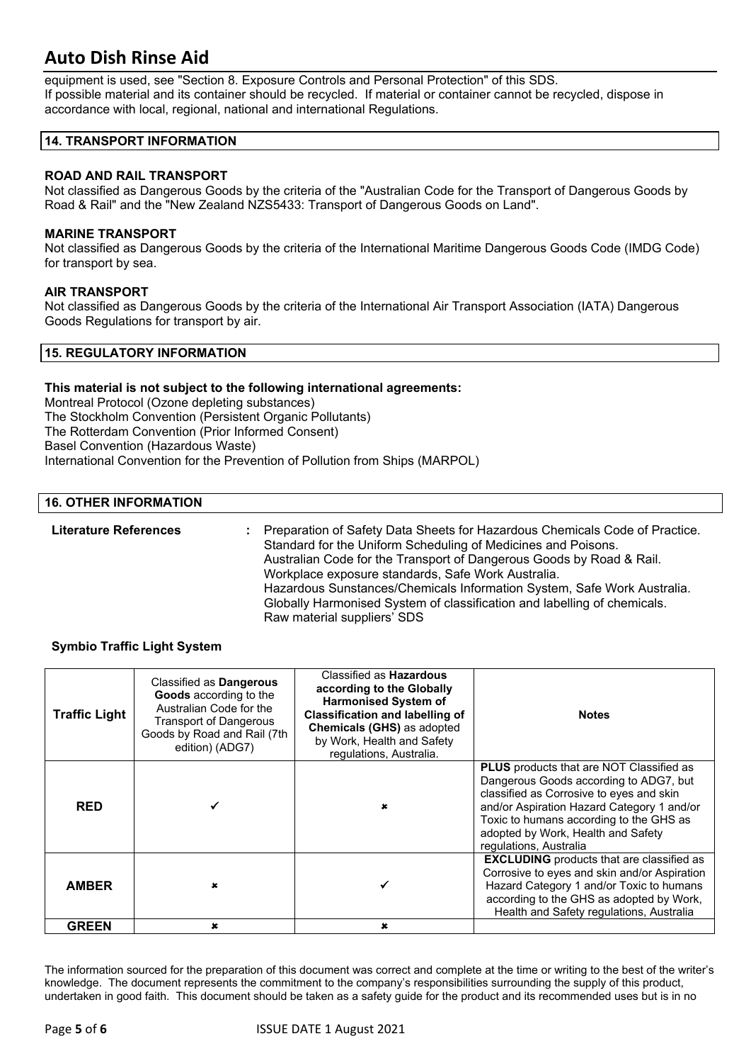equipment is used, see "Section 8. Exposure Controls and Personal Protection" of this SDS.
If possible material and its container should be recycled. If material or container cannot be recycled, dispose in accordance with local, regional, national and international Regulations.

## 14. TRANSPORT INFORMATION

**ROAD AND RAIL TRANSPORT**
Not classified as Dangerous Goods by the criteria of the "Australian Code for the Transport of Dangerous Goods by Road & Rail" and the "New Zealand NZS5433: Transport of Dangerous Goods on Land".

**MARINE TRANSPORT**
Not classified as Dangerous Goods by the criteria of the International Maritime Dangerous Goods Code (IMDG Code) for transport by sea.

**AIR TRANSPORT**
Not classified as Dangerous Goods by the criteria of the International Air Transport Association (IATA) Dangerous Goods Regulations for transport by air.

## 15. REGULATORY INFORMATION

**This material is not subject to the following international agreements:**
Montreal Protocol (Ozone depleting substances)
The Stockholm Convention (Persistent Organic Pollutants)
The Rotterdam Convention (Prior Informed Consent)
Basel Convention (Hazardous Waste)
International Convention for the Prevention of Pollution from Ships (MARPOL)

## 16. OTHER INFORMATION

**Literature References** : Preparation of Safety Data Sheets for Hazardous Chemicals Code of Practice.
Standard for the Uniform Scheduling of Medicines and Poisons.
Australian Code for the Transport of Dangerous Goods by Road & Rail.
Workplace exposure standards, Safe Work Australia.
Hazardous Sunstances/Chemicals Information System, Safe Work Australia.
Globally Harmonised System of classification and labelling of chemicals.
Raw material suppliers' SDS

**Symbio Traffic Light System**

| Traffic Light | Classified as **Dangerous Goods** according to the Australian Code for the Transport of Dangerous Goods by Road and Rail (7th edition) (ADG7) | Classified as **Hazardous according to the Globally Harmonised System of Classification and labelling of Chemicals (GHS)** as adopted by Work, Health and Safety regulations, Australia. | Notes |
|---|---|---|---|
| **RED** | ✓ | ✗ | **PLUS** products that are NOT Classified as Dangerous Goods according to ADG7, but classified as Corrosive to eyes and skin and/or Aspiration Hazard Category 1 and/or Toxic to humans according to the GHS as adopted by Work, Health and Safety regulations, Australia |
| **AMBER** | ✗ | ✓ | **EXCLUDING** products that are classified as Corrosive to eyes and skin and/or Aspiration Hazard Category 1 and/or Toxic to humans according to the GHS as adopted by Work, Health and Safety regulations, Australia |
| **GREEN** | ✗ | ✗ | |

The information sourced for the preparation of this document was correct and complete at the time or writing to the best of the writer's knowledge. The document represents the commitment to the company's responsibilities surrounding the supply of this product, undertaken in good faith. This document should be taken as a safety guide for the product and its recommended uses but is in no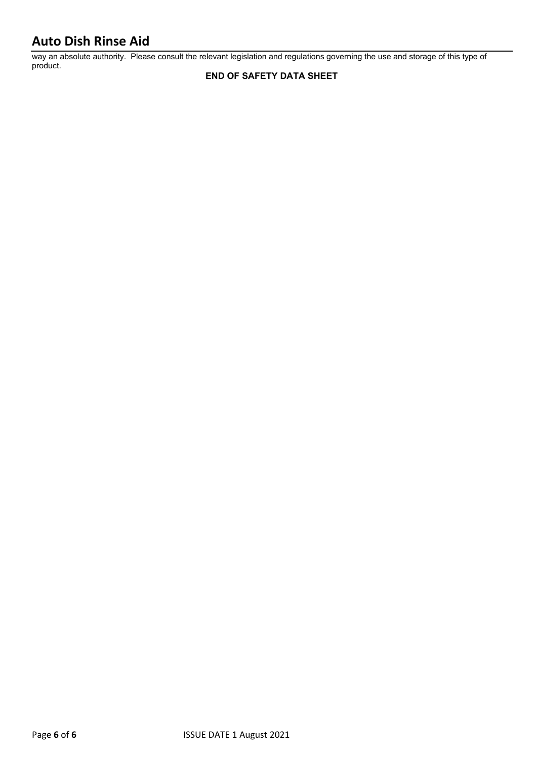way an absolute authority. Please consult the relevant legislation and regulations governing the use and storage of this type of product.

**END OF SAFETY DATA SHEET**